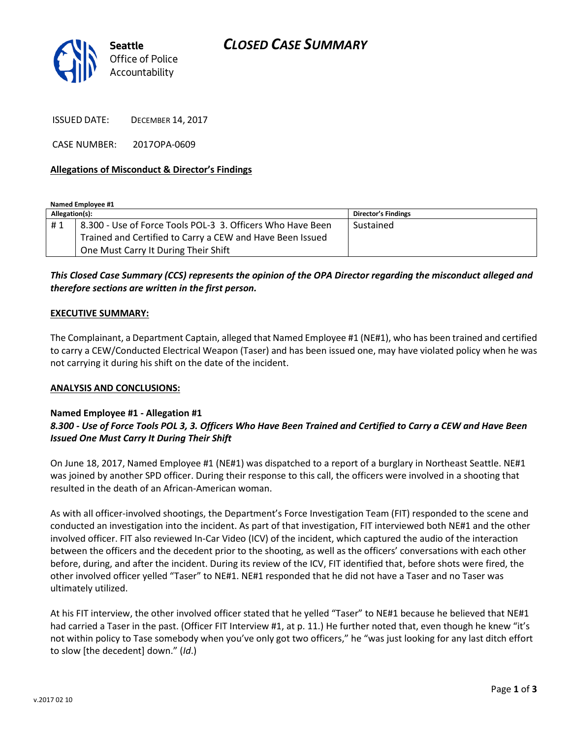Seattle
Office of Police
Accountability

# CLOSED CASE SUMMARY

ISSUED DATE: DECEMBER 14, 2017

CASE NUMBER: 2017OPA-0609

**Allegations of Misconduct & Director's Findings**

**Named Employee #1**

| Allegation(s): | | Director's Findings |
|---|---|---|
| # 1 | 8.300 - Use of Force Tools POL-3 3. Officers Who Have Been Trained and Certified to Carry a CEW and Have Been Issued One Must Carry It During Their Shift | Sustained |

***This Closed Case Summary (CCS) represents the opinion of the OPA Director regarding the misconduct alleged and therefore sections are written in the first person.***

**EXECUTIVE SUMMARY:**

The Complainant, a Department Captain, alleged that Named Employee #1 (NE#1), who has been trained and certified to carry a CEW/Conducted Electrical Weapon (Taser) and has been issued one, may have violated policy when he was not carrying it during his shift on the date of the incident.

**ANALYSIS AND CONCLUSIONS:**

**Named Employee #1 - Allegation #1**
***8.300 - Use of Force Tools POL 3, 3. Officers Who Have Been Trained and Certified to Carry a CEW and Have Been Issued One Must Carry It During Their Shift***

On June 18, 2017, Named Employee #1 (NE#1) was dispatched to a report of a burglary in Northeast Seattle. NE#1 was joined by another SPD officer. During their response to this call, the officers were involved in a shooting that resulted in the death of an African-American woman.

As with all officer-involved shootings, the Department's Force Investigation Team (FIT) responded to the scene and conducted an investigation into the incident. As part of that investigation, FIT interviewed both NE#1 and the other involved officer. FIT also reviewed In-Car Video (ICV) of the incident, which captured the audio of the interaction between the officers and the decedent prior to the shooting, as well as the officers' conversations with each other before, during, and after the incident. During its review of the ICV, FIT identified that, before shots were fired, the other involved officer yelled "Taser" to NE#1. NE#1 responded that he did not have a Taser and no Taser was ultimately utilized.

At his FIT interview, the other involved officer stated that he yelled "Taser" to NE#1 because he believed that NE#1 had carried a Taser in the past. (Officer FIT Interview #1, at p. 11.) He further noted that, even though he knew "it's not within policy to Tase somebody when you've only got two officers," he "was just looking for any last ditch effort to slow [the decedent] down." (*Id*.)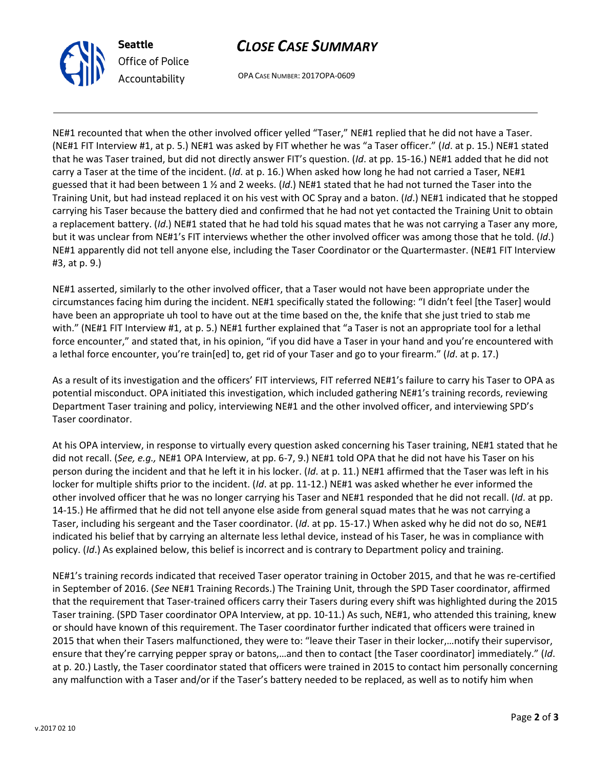NE#1 recounted that when the other involved officer yelled "Taser," NE#1 replied that he did not have a Taser. (NE#1 FIT Interview #1, at p. 5.) NE#1 was asked by FIT whether he was "a Taser officer." (*Id*. at p. 15.) NE#1 stated that he was Taser trained, but did not directly answer FIT's question. (*Id*. at pp. 15-16.) NE#1 added that he did not carry a Taser at the time of the incident. (*Id*. at p. 16.) When asked how long he had not carried a Taser, NE#1 guessed that it had been between 1 ½ and 2 weeks. (*Id*.) NE#1 stated that he had not turned the Taser into the Training Unit, but had instead replaced it on his vest with OC Spray and a baton. (*Id*.) NE#1 indicated that he stopped carrying his Taser because the battery died and confirmed that he had not yet contacted the Training Unit to obtain a replacement battery. (*Id*.) NE#1 stated that he had told his squad mates that he was not carrying a Taser any more, but it was unclear from NE#1's FIT interviews whether the other involved officer was among those that he told. (*Id*.) NE#1 apparently did not tell anyone else, including the Taser Coordinator or the Quartermaster. (NE#1 FIT Interview #3, at p. 9.)

NE#1 asserted, similarly to the other involved officer, that a Taser would not have been appropriate under the circumstances facing him during the incident. NE#1 specifically stated the following: "I didn't feel [the Taser] would have been an appropriate uh tool to have out at the time based on the, the knife that she just tried to stab me with." (NE#1 FIT Interview #1, at p. 5.) NE#1 further explained that "a Taser is not an appropriate tool for a lethal force encounter," and stated that, in his opinion, "if you did have a Taser in your hand and you're encountered with a lethal force encounter, you're train[ed] to, get rid of your Taser and go to your firearm." (*Id*. at p. 17.)

As a result of its investigation and the officers' FIT interviews, FIT referred NE#1's failure to carry his Taser to OPA as potential misconduct. OPA initiated this investigation, which included gathering NE#1's training records, reviewing Department Taser training and policy, interviewing NE#1 and the other involved officer, and interviewing SPD's Taser coordinator.

At his OPA interview, in response to virtually every question asked concerning his Taser training, NE#1 stated that he did not recall. (*See, e.g.,* NE#1 OPA Interview, at pp. 6-7, 9.) NE#1 told OPA that he did not have his Taser on his person during the incident and that he left it in his locker. (*Id*. at p. 11.) NE#1 affirmed that the Taser was left in his locker for multiple shifts prior to the incident. (*Id*. at pp. 11-12.) NE#1 was asked whether he ever informed the other involved officer that he was no longer carrying his Taser and NE#1 responded that he did not recall. (*Id*. at pp. 14-15.) He affirmed that he did not tell anyone else aside from general squad mates that he was not carrying a Taser, including his sergeant and the Taser coordinator. (*Id*. at pp. 15-17.) When asked why he did not do so, NE#1 indicated his belief that by carrying an alternate less lethal device, instead of his Taser, he was in compliance with policy. (*Id*.) As explained below, this belief is incorrect and is contrary to Department policy and training.

NE#1's training records indicated that received Taser operator training in October 2015, and that he was re-certified in September of 2016. (*See* NE#1 Training Records.) The Training Unit, through the SPD Taser coordinator, affirmed that the requirement that Taser-trained officers carry their Tasers during every shift was highlighted during the 2015 Taser training. (SPD Taser coordinator OPA Interview, at pp. 10-11.) As such, NE#1, who attended this training, knew or should have known of this requirement. The Taser coordinator further indicated that officers were trained in 2015 that when their Tasers malfunctioned, they were to: "leave their Taser in their locker,…notify their supervisor, ensure that they're carrying pepper spray or batons,…and then to contact [the Taser coordinator] immediately." (*Id*. at p. 20.) Lastly, the Taser coordinator stated that officers were trained in 2015 to contact him personally concerning any malfunction with a Taser and/or if the Taser's battery needed to be replaced, as well as to notify him when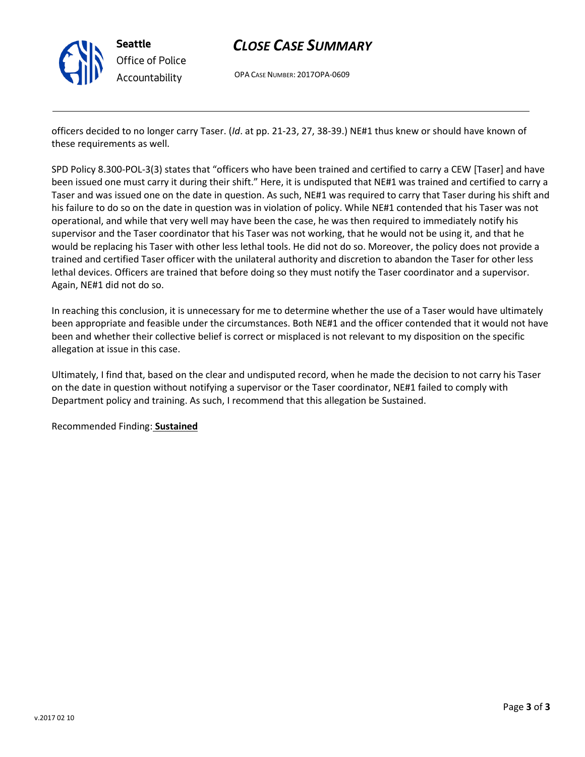officers decided to no longer carry Taser. (*Id*. at pp. 21-23, 27, 38-39.) NE#1 thus knew or should have known of these requirements as well.

SPD Policy 8.300-POL-3(3) states that "officers who have been trained and certified to carry a CEW [Taser] and have been issued one must carry it during their shift." Here, it is undisputed that NE#1 was trained and certified to carry a Taser and was issued one on the date in question. As such, NE#1 was required to carry that Taser during his shift and his failure to do so on the date in question was in violation of policy. While NE#1 contended that his Taser was not operational, and while that very well may have been the case, he was then required to immediately notify his supervisor and the Taser coordinator that his Taser was not working, that he would not be using it, and that he would be replacing his Taser with other less lethal tools. He did not do so. Moreover, the policy does not provide a trained and certified Taser officer with the unilateral authority and discretion to abandon the Taser for other less lethal devices. Officers are trained that before doing so they must notify the Taser coordinator and a supervisor. Again, NE#1 did not do so.

In reaching this conclusion, it is unnecessary for me to determine whether the use of a Taser would have ultimately been appropriate and feasible under the circumstances. Both NE#1 and the officer contended that it would not have been and whether their collective belief is correct or misplaced is not relevant to my disposition on the specific allegation at issue in this case.

Ultimately, I find that, based on the clear and undisputed record, when he made the decision to not carry his Taser on the date in question without notifying a supervisor or the Taser coordinator, NE#1 failed to comply with Department policy and training. As such, I recommend that this allegation be Sustained.

Recommended Finding: **Sustained**